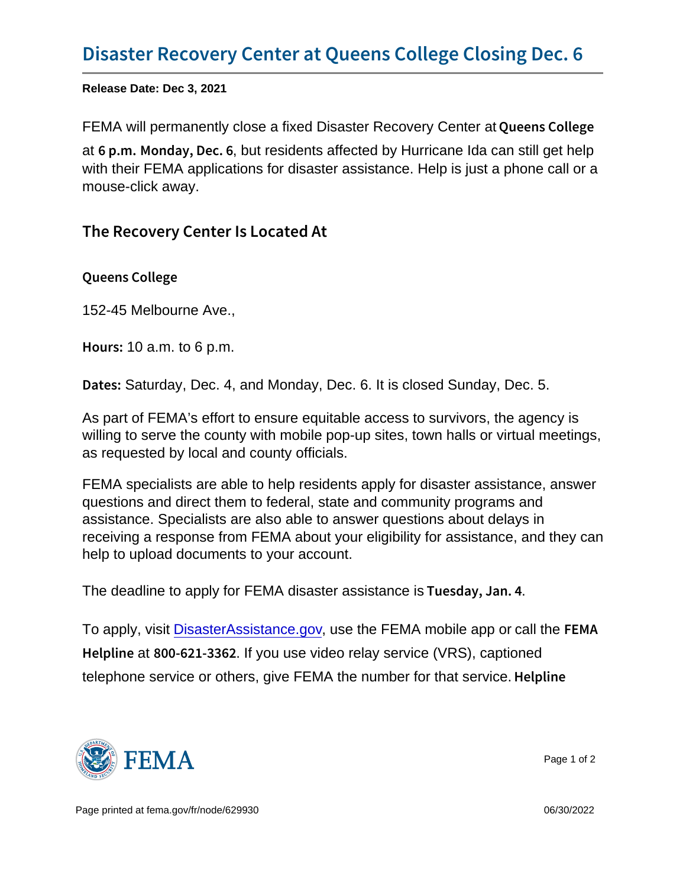# Disaster Recovery Center at Queens College Closing Dec. 6

**Release Date: Dec 3, 2021**

FEMA will permanently close a fixed Disaster Recovery Center at **Queens College** at **6 p.m. Monday, Dec. 6**, but residents affected by Hurricane Ida can still get help with their FEMA applications for disaster assistance. Help is just a phone call or a mouse-click away.

## The Recovery Center Is Located At

### Queens College

152-45 Melbourne Ave.,

**Hours:** 10 a.m. to 6 p.m.

**Dates:** Saturday, Dec. 4, and Monday, Dec. 6. It is closed Sunday, Dec. 5.

As part of FEMA's effort to ensure equitable access to survivors, the agency is willing to serve the county with mobile pop-up sites, town halls or virtual meetings, as requested by local and county officials.

FEMA specialists are able to help residents apply for disaster assistance, answer questions and direct them to federal, state and community programs and assistance. Specialists are also able to answer questions about delays in receiving a response from FEMA about your eligibility for assistance, and they can help to upload documents to your account.

The deadline to apply for FEMA disaster assistance is **Tuesday, Jan. 4**.

To apply, visit [DisasterAssistance.gov](https://www.DisasterAssistance.gov), use the FEMA mobile app or call the **FEMA Helpline** at **800-621-3362**. If you use video relay service (VRS), captioned telephone service or others, give FEMA the number for that service. **Helpline**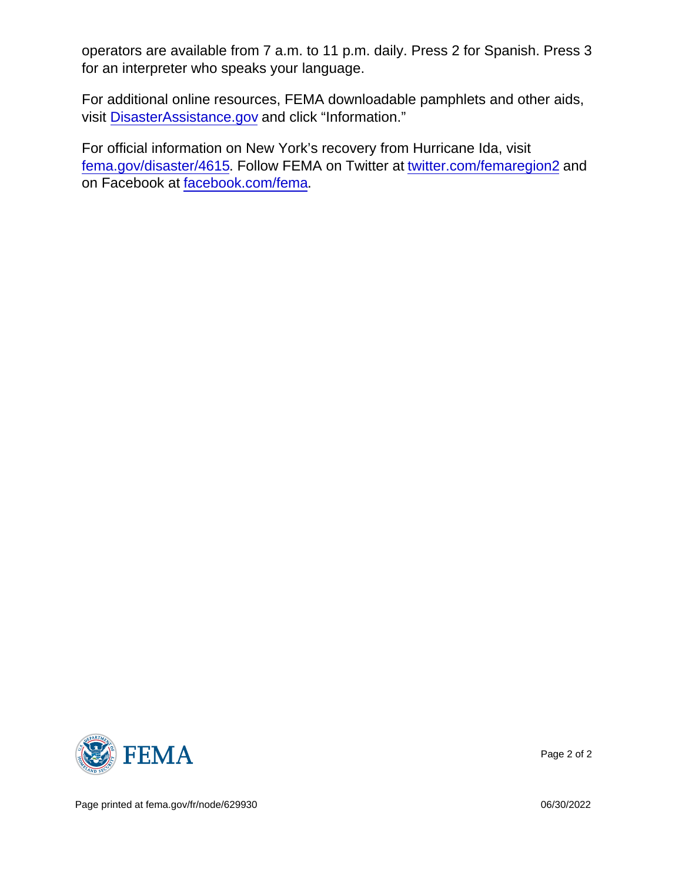operators are available from 7 a.m. to 11 p.m. daily. Press 2 for Spanish. Press 3 for an interpreter who speaks your language.

For additional online resources, FEMA downloadable pamphlets and other aids, visit DisasterAssistance.gov and click "Information."

For official information on New York's recovery from Hurricane Ida, visit fema.gov/disaster/4615. Follow FEMA on Twitter at twitter.com/femaregion2 and on Facebook at facebook.com/fema.